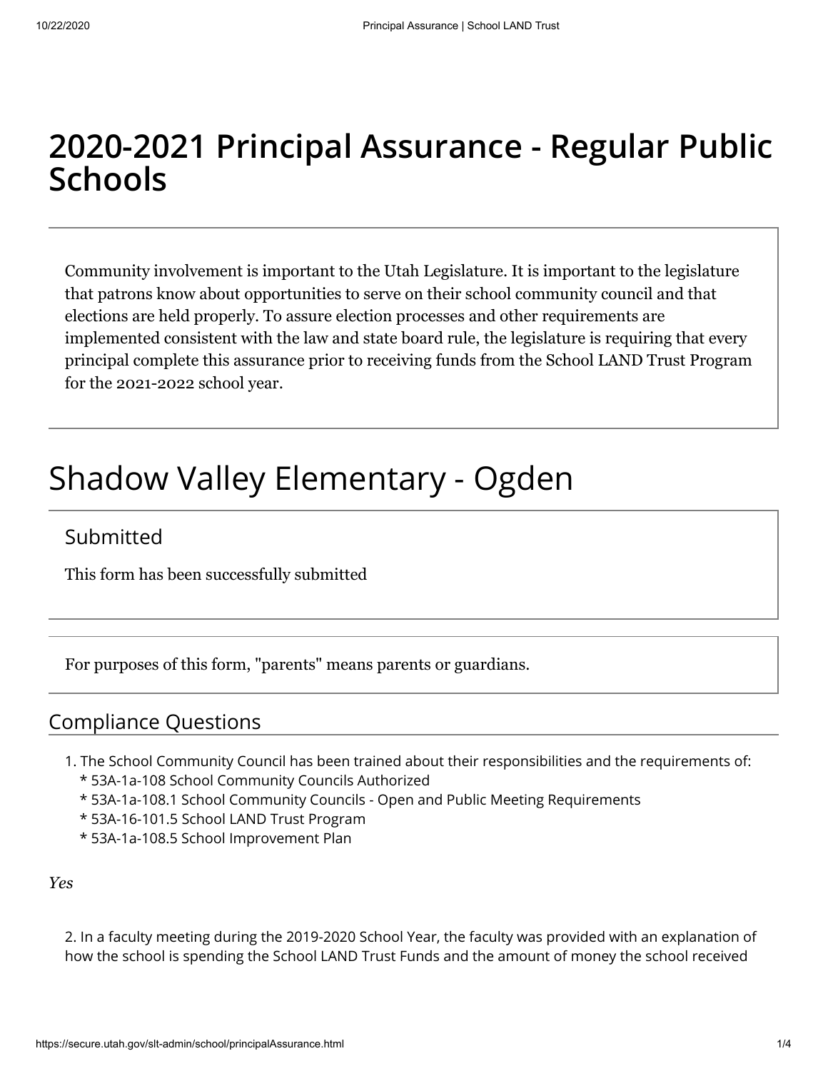# 2020-2021 Principal Assurance - Regular Public Schools

Community involvement is important to the Utah Legislature. It is important to the legislature that patrons know about opportunities to serve on their school community council and that elections are held properly. To assure election processes and other requirements are implemented consistent with the law and state board rule, the legislature is requiring that every principal complete this assurance prior to receiving funds from the School LAND Trust Program for the 2021-2022 school year.

# Shadow Valley Elementary - Ogden

## Submitted

This form has been successfully submitted

For purposes of this form, "parents" means parents or guardians.

## Compliance Questions

1. The School Community Council has been trained about their responsibilities and the requirements of:
   * 53A-1a-108 School Community Councils Authorized
   * 53A-1a-108.1 School Community Councils - Open and Public Meeting Requirements
   * 53A-16-101.5 School LAND Trust Program
   * 53A-1a-108.5 School Improvement Plan

*Yes*

2. In a faculty meeting during the 2019-2020 School Year, the faculty was provided with an explanation of how the school is spending the School LAND Trust Funds and the amount of money the school received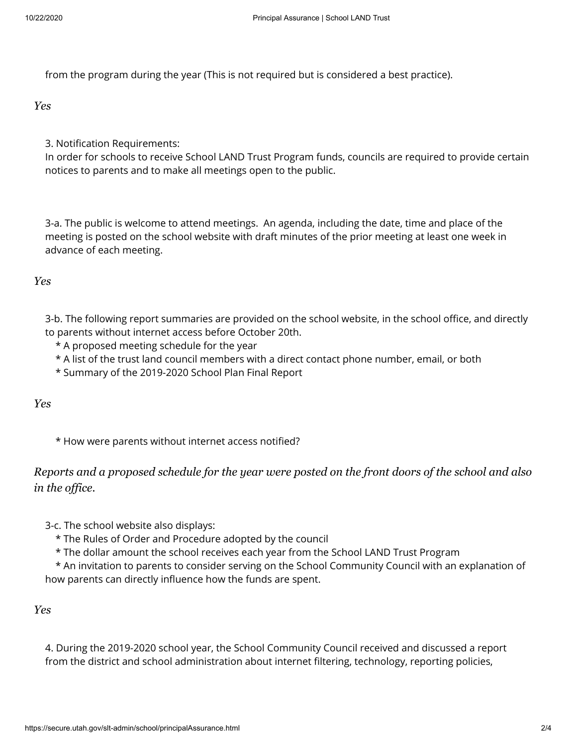from the program during the year (This is not required but is considered a best practice).

*Yes*

3. Notification Requirements:
In order for schools to receive School LAND Trust Program funds, councils are required to provide certain notices to parents and to make all meetings open to the public.

3-a. The public is welcome to attend meetings. An agenda, including the date, time and place of the meeting is posted on the school website with draft minutes of the prior meeting at least one week in advance of each meeting.

*Yes*

3-b. The following report summaries are provided on the school website, in the school office, and directly to parents without internet access before October 20th.
* A proposed meeting schedule for the year
* A list of the trust land council members with a direct contact phone number, email, or both
* Summary of the 2019-2020 School Plan Final Report

*Yes*

* How were parents without internet access notified?

*Reports and a proposed schedule for the year were posted on the front doors of the school and also in the office.*

3-c. The school website also displays:
* The Rules of Order and Procedure adopted by the council
* The dollar amount the school receives each year from the School LAND Trust Program
* An invitation to parents to consider serving on the School Community Council with an explanation of how parents can directly influence how the funds are spent.

*Yes*

4. During the 2019-2020 school year, the School Community Council received and discussed a report from the district and school administration about internet filtering, technology, reporting policies,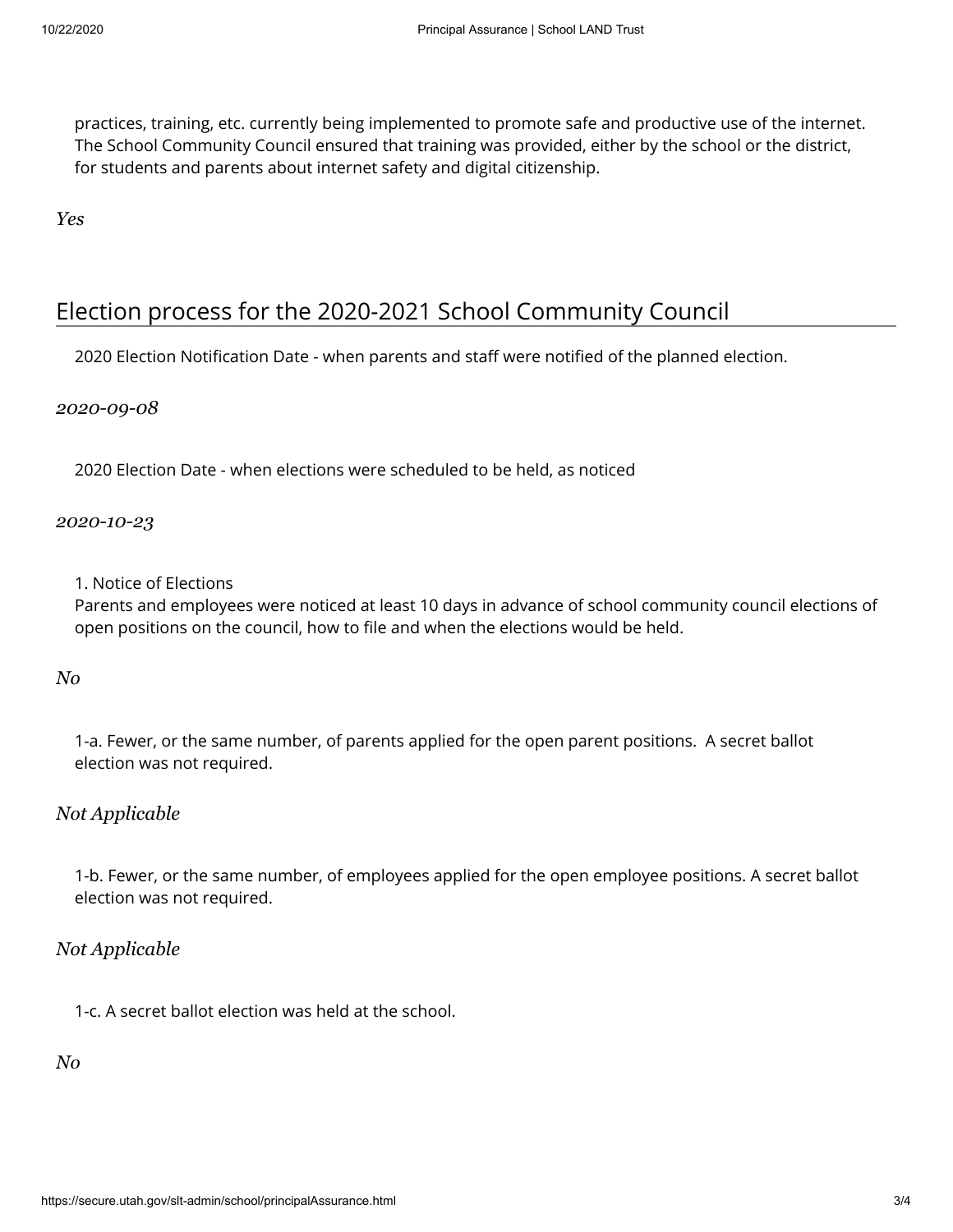practices, training, etc. currently being implemented to promote safe and productive use of the internet. The School Community Council ensured that training was provided, either by the school or the district, for students and parents about internet safety and digital citizenship.

*Yes*

## Election process for the 2020-2021 School Community Council

2020 Election Notification Date - when parents and staff were notified of the planned election.

*2020-09-08*

2020 Election Date - when elections were scheduled to be held, as noticed

*2020-10-23*

1. Notice of Elections
Parents and employees were noticed at least 10 days in advance of school community council elections of open positions on the council, how to file and when the elections would be held.

*No*

1-a. Fewer, or the same number, of parents applied for the open parent positions. A secret ballot election was not required.

*Not Applicable*

1-b. Fewer, or the same number, of employees applied for the open employee positions. A secret ballot election was not required.

*Not Applicable*

1-c. A secret ballot election was held at the school.

*No*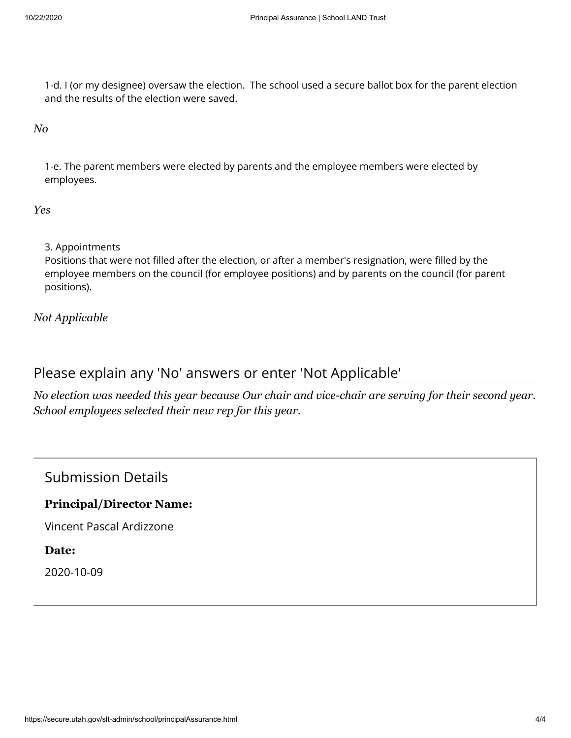1-d. I (or my designee) oversaw the election. The school used a secure ballot box for the parent election and the results of the election were saved.

*No*

1-e. The parent members were elected by parents and the employee members were elected by employees.

*Yes*

3. Appointments
Positions that were not filled after the election, or after a member's resignation, were filled by the employee members on the council (for employee positions) and by parents on the council (for parent positions).

*Not Applicable*

## Please explain any 'No' answers or enter 'Not Applicable'

*No election was needed this year because Our chair and vice-chair are serving for their second year. School employees selected their new rep for this year.*

### Submission Details

**Principal/Director Name:**

Vincent Pascal Ardizzone

**Date:**

2020-10-09